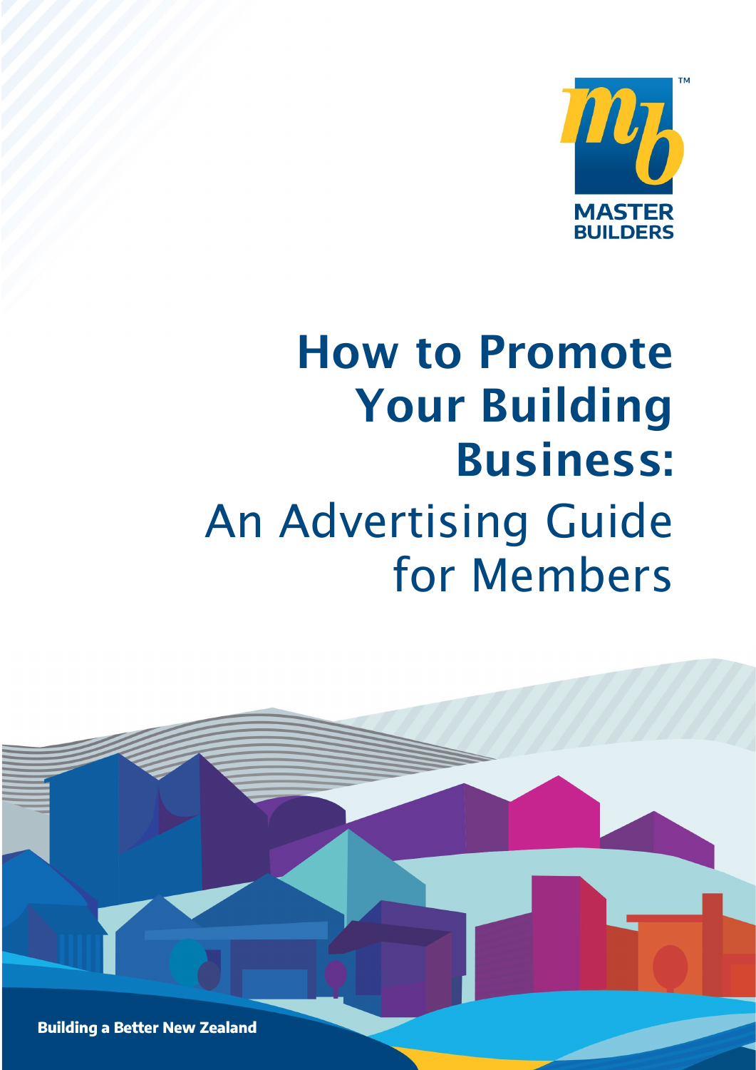MASTER BUILDERS

# How to Promote Your Building Business:

## An Advertising Guide for Members

Building a Better New Zealand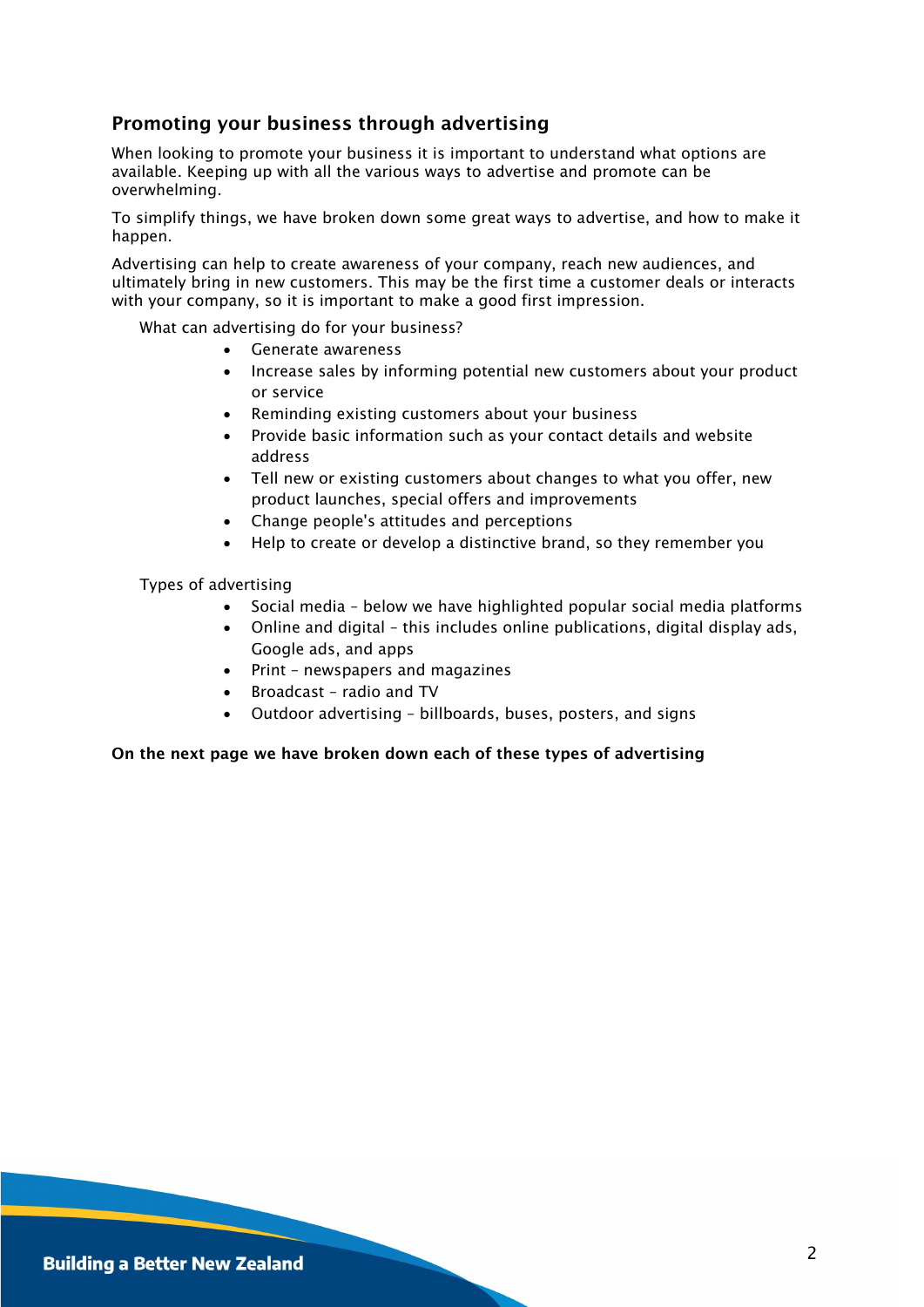## Promoting your business through advertising

When looking to promote your business it is important to understand what options are available. Keeping up with all the various ways to advertise and promote can be overwhelming.

To simplify things, we have broken down some great ways to advertise, and how to make it happen.

Advertising can help to create awareness of your company, reach new audiences, and ultimately bring in new customers. This may be the first time a customer deals or interacts with your company, so it is important to make a good first impression.

What can advertising do for your business?

- Generate awareness
- Increase sales by informing potential new customers about your product or service
- Reminding existing customers about your business
- Provide basic information such as your contact details and website address
- Tell new or existing customers about changes to what you offer, new product launches, special offers and improvements
- Change people's attitudes and perceptions
- Help to create or develop a distinctive brand, so they remember you

Types of advertising

- Social media – below we have highlighted popular social media platforms
- Online and digital – this includes online publications, digital display ads, Google ads, and apps
- Print – newspapers and magazines
- Broadcast – radio and TV
- Outdoor advertising – billboards, buses, posters, and signs

**On the next page we have broken down each of these types of advertising**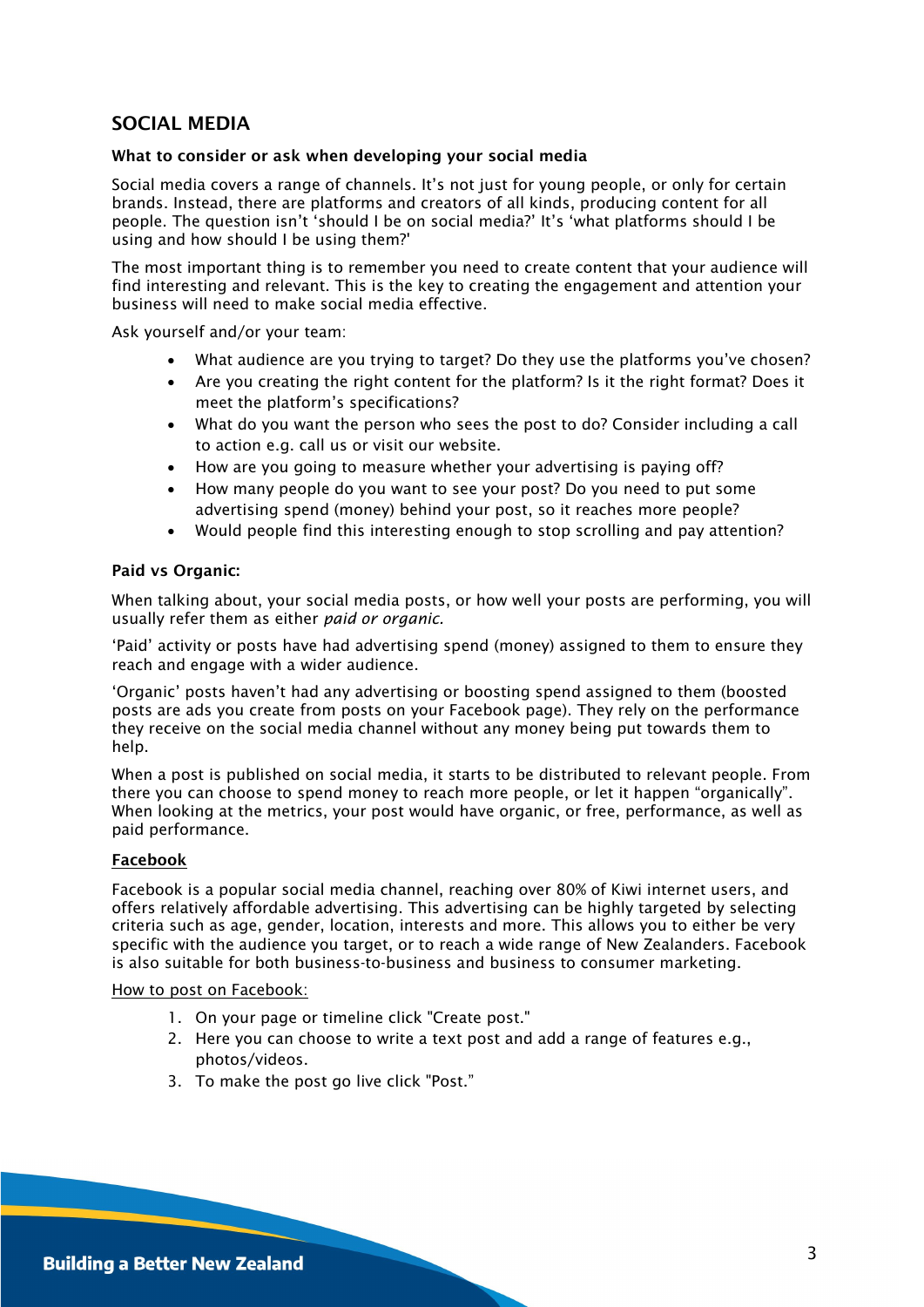## SOCIAL MEDIA

**What to consider or ask when developing your social media**

Social media covers a range of channels. It's not just for young people, or only for certain brands. Instead, there are platforms and creators of all kinds, producing content for all people. The question isn't 'should I be on social media?' It's 'what platforms should I be using and how should I be using them?'

The most important thing is to remember you need to create content that your audience will find interesting and relevant. This is the key to creating the engagement and attention your business will need to make social media effective.

Ask yourself and/or your team:

- What audience are you trying to target? Do they use the platforms you've chosen?
- Are you creating the right content for the platform? Is it the right format? Does it meet the platform's specifications?
- What do you want the person who sees the post to do? Consider including a call to action e.g. call us or visit our website.
- How are you going to measure whether your advertising is paying off?
- How many people do you want to see your post? Do you need to put some advertising spend (money) behind your post, so it reaches more people?
- Would people find this interesting enough to stop scrolling and pay attention?

**Paid vs Organic:**

When talking about, your social media posts, or how well your posts are performing, you will usually refer them as either *paid or organic*.

'Paid' activity or posts have had advertising spend (money) assigned to them to ensure they reach and engage with a wider audience.

'Organic' posts haven't had any advertising or boosting spend assigned to them (boosted posts are ads you create from posts on your Facebook page). They rely on the performance they receive on the social media channel without any money being put towards them to help.

When a post is published on social media, it starts to be distributed to relevant people. From there you can choose to spend money to reach more people, or let it happen "organically". When looking at the metrics, your post would have organic, or free, performance, as well as paid performance.

**<u>Facebook</u>**

Facebook is a popular social media channel, reaching over 80% of Kiwi internet users, and offers relatively affordable advertising. This advertising can be highly targeted by selecting criteria such as age, gender, location, interests and more. This allows you to either be very specific with the audience you target, or to reach a wide range of New Zealanders. Facebook is also suitable for both business-to-business and business to consumer marketing.

<u>How to post on Facebook:</u>

1. On your page or timeline click "Create post."
2. Here you can choose to write a text post and add a range of features e.g., photos/videos.
3. To make the post go live click "Post."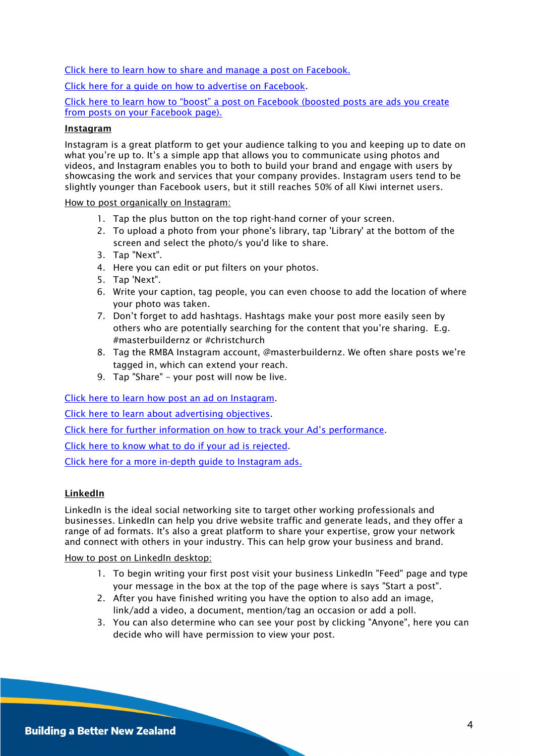Click here to learn how to share and manage a post on Facebook.

Click here for a guide on how to advertise on Facebook.

Click here to learn how to "boost" a post on Facebook (boosted posts are ads you create from posts on your Facebook page).

**Instagram**

Instagram is a great platform to get your audience talking to you and keeping up to date on what you're up to. It's a simple app that allows you to communicate using photos and videos, and Instagram enables you to both to build your brand and engage with users by showcasing the work and services that your company provides. Instagram users tend to be slightly younger than Facebook users, but it still reaches 50% of all Kiwi internet users.

How to post organically on Instagram:

1. Tap the plus button on the top right-hand corner of your screen.
2. To upload a photo from your phone's library, tap 'Library' at the bottom of the screen and select the photo/s you'd like to share.
3. Tap "Next".
4. Here you can edit or put filters on your photos.
5. Tap 'Next".
6. Write your caption, tag people, you can even choose to add the location of where your photo was taken.
7. Don't forget to add hashtags. Hashtags make your post more easily seen by others who are potentially searching for the content that you're sharing. E.g. #masterbuildernz or #christchurch
8. Tag the RMBA Instagram account, @masterbuildernz. We often share posts we're tagged in, which can extend your reach.
9. Tap "Share" – your post will now be live.

Click here to learn how post an ad on Instagram.

Click here to learn about advertising objectives.

Click here for further information on how to track your Ad's performance.

Click here to know what to do if your ad is rejected.

Click here for a more in-depth guide to Instagram ads.

**LinkedIn**

LinkedIn is the ideal social networking site to target other working professionals and businesses. LinkedIn can help you drive website traffic and generate leads, and they offer a range of ad formats. It's also a great platform to share your expertise, grow your network and connect with others in your industry. This can help grow your business and brand.

How to post on LinkedIn desktop:

1. To begin writing your first post visit your business LinkedIn "Feed" page and type your message in the box at the top of the page where is says "Start a post".
2. After you have finished writing you have the option to also add an image, link/add a video, a document, mention/tag an occasion or add a poll.
3. You can also determine who can see your post by clicking "Anyone", here you can decide who will have permission to view your post.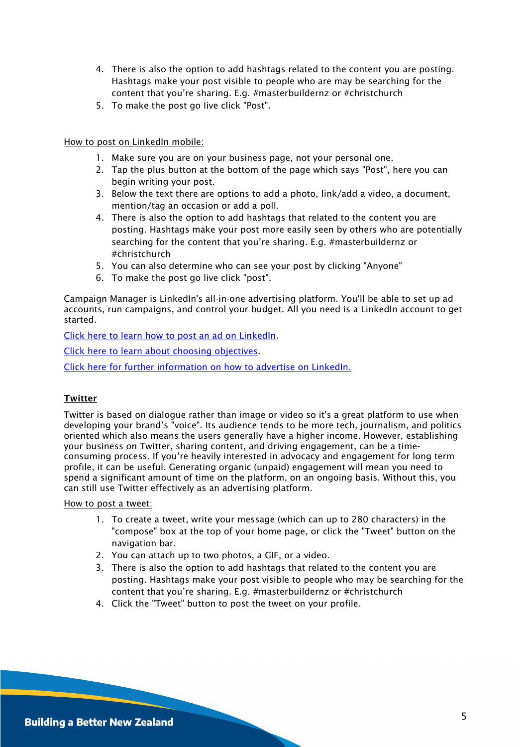4. There is also the option to add hashtags related to the content you are posting. Hashtags make your post visible to people who are may be searching for the content that you're sharing. E.g. #masterbuildernz or #christchurch
5. To make the post go live click "Post".

<u>How to post on LinkedIn mobile:</u>

1. Make sure you are on your business page, not your personal one.
2. Tap the plus button at the bottom of the page which says "Post", here you can begin writing your post.
3. Below the text there are options to add a photo, link/add a video, a document, mention/tag an occasion or add a poll.
4. There is also the option to add hashtags that related to the content you are posting. Hashtags make your post more easily seen by others who are potentially searching for the content that you're sharing. E.g. #masterbuildernz or #christchurch
5. You can also determine who can see your post by clicking "Anyone"
6. To make the post go live click "post".

Campaign Manager is LinkedIn's all-in-one advertising platform. You'll be able to set up ad accounts, run campaigns, and control your budget. All you need is a LinkedIn account to get started.

Click here to learn how to post an ad on LinkedIn.

Click here to learn about choosing objectives.

Click here for further information on how to advertise on LinkedIn.

## Twitter

Twitter is based on dialogue rather than image or video so it's a great platform to use when developing your brand's "voice". Its audience tends to be more tech, journalism, and politics oriented which also means the users generally have a higher income. However, establishing your business on Twitter, sharing content, and driving engagement, can be a time-consuming process. If you're heavily interested in advocacy and engagement for long term profile, it can be useful. Generating organic (unpaid) engagement will mean you need to spend a significant amount of time on the platform, on an ongoing basis. Without this, you can still use Twitter effectively as an advertising platform.

<u>How to post a tweet:</u>

1. To create a tweet, write your message (which can up to 280 characters) in the "compose" box at the top of your home page, or click the "Tweet" button on the navigation bar.
2. You can attach up to two photos, a GIF, or a video.
3. There is also the option to add hashtags that related to the content you are posting. Hashtags make your post visible to people who may be searching for the content that you're sharing. E.g. #masterbuildernz or #christchurch
4. Click the "Tweet" button to post the tweet on your profile.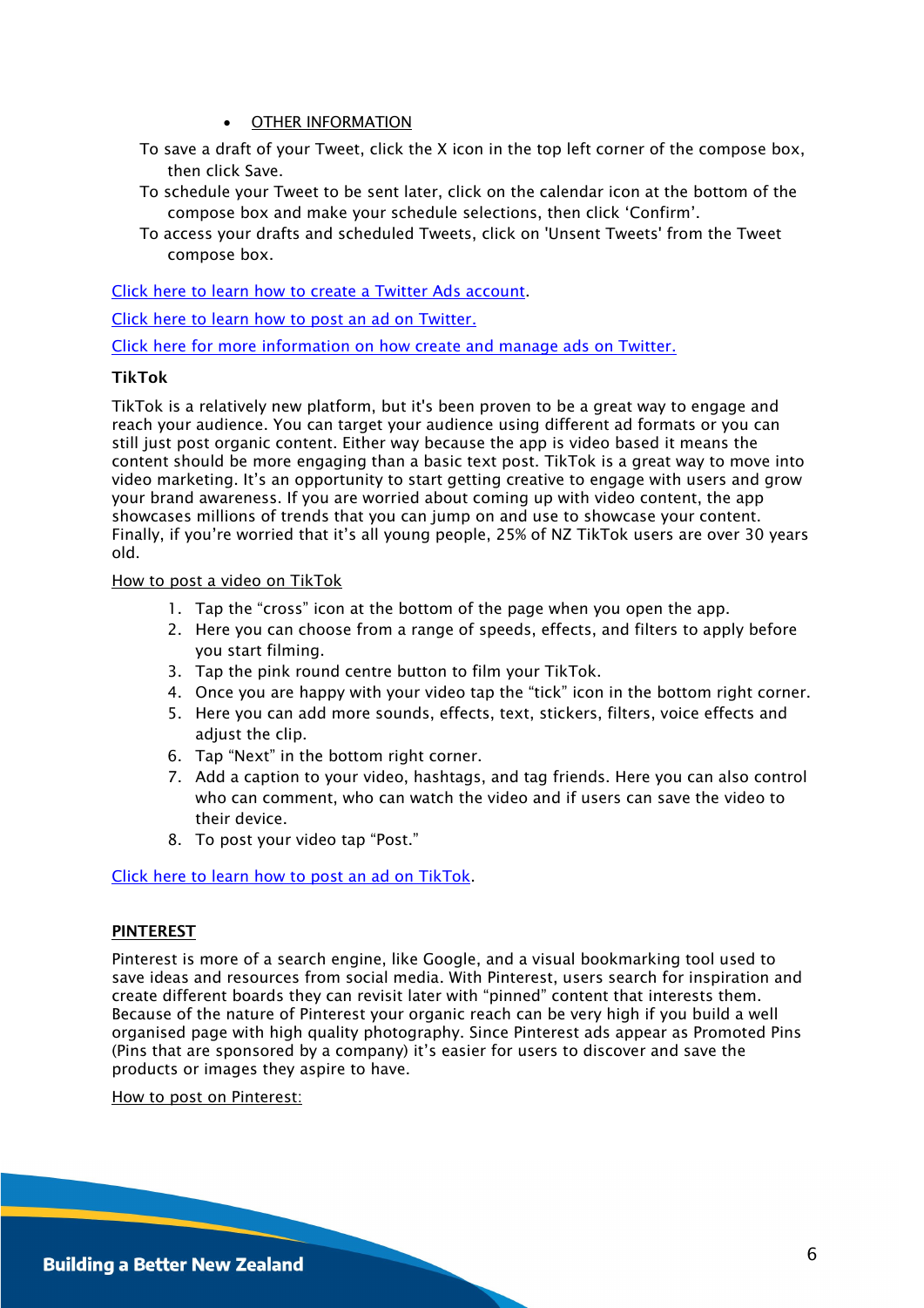- OTHER INFORMATION

To save a draft of your Tweet, click the X icon in the top left corner of the compose box, then click Save.

To schedule your Tweet to be sent later, click on the calendar icon at the bottom of the compose box and make your schedule selections, then click 'Confirm'.

To access your drafts and scheduled Tweets, click on 'Unsent Tweets' from the Tweet compose box.

Click here to learn how to create a Twitter Ads account.

Click here to learn how to post an ad on Twitter.

Click here for more information on how create and manage ads on Twitter.

**TikTok**

TikTok is a relatively new platform, but it's been proven to be a great way to engage and reach your audience. You can target your audience using different ad formats or you can still just post organic content. Either way because the app is video based it means the content should be more engaging than a basic text post. TikTok is a great way to move into video marketing. It's an opportunity to start getting creative to engage with users and grow your brand awareness. If you are worried about coming up with video content, the app showcases millions of trends that you can jump on and use to showcase your content. Finally, if you're worried that it's all young people, 25% of NZ TikTok users are over 30 years old.

How to post a video on TikTok

1. Tap the "cross" icon at the bottom of the page when you open the app.
2. Here you can choose from a range of speeds, effects, and filters to apply before you start filming.
3. Tap the pink round centre button to film your TikTok.
4. Once you are happy with your video tap the "tick" icon in the bottom right corner.
5. Here you can add more sounds, effects, text, stickers, filters, voice effects and adjust the clip.
6. Tap "Next" in the bottom right corner.
7. Add a caption to your video, hashtags, and tag friends. Here you can also control who can comment, who can watch the video and if users can save the video to their device.
8. To post your video tap "Post."

Click here to learn how to post an ad on TikTok.

**PINTEREST**

Pinterest is more of a search engine, like Google, and a visual bookmarking tool used to save ideas and resources from social media. With Pinterest, users search for inspiration and create different boards they can revisit later with "pinned" content that interests them. Because of the nature of Pinterest your organic reach can be very high if you build a well organised page with high quality photography. Since Pinterest ads appear as Promoted Pins (Pins that are sponsored by a company) it's easier for users to discover and save the products or images they aspire to have.

How to post on Pinterest: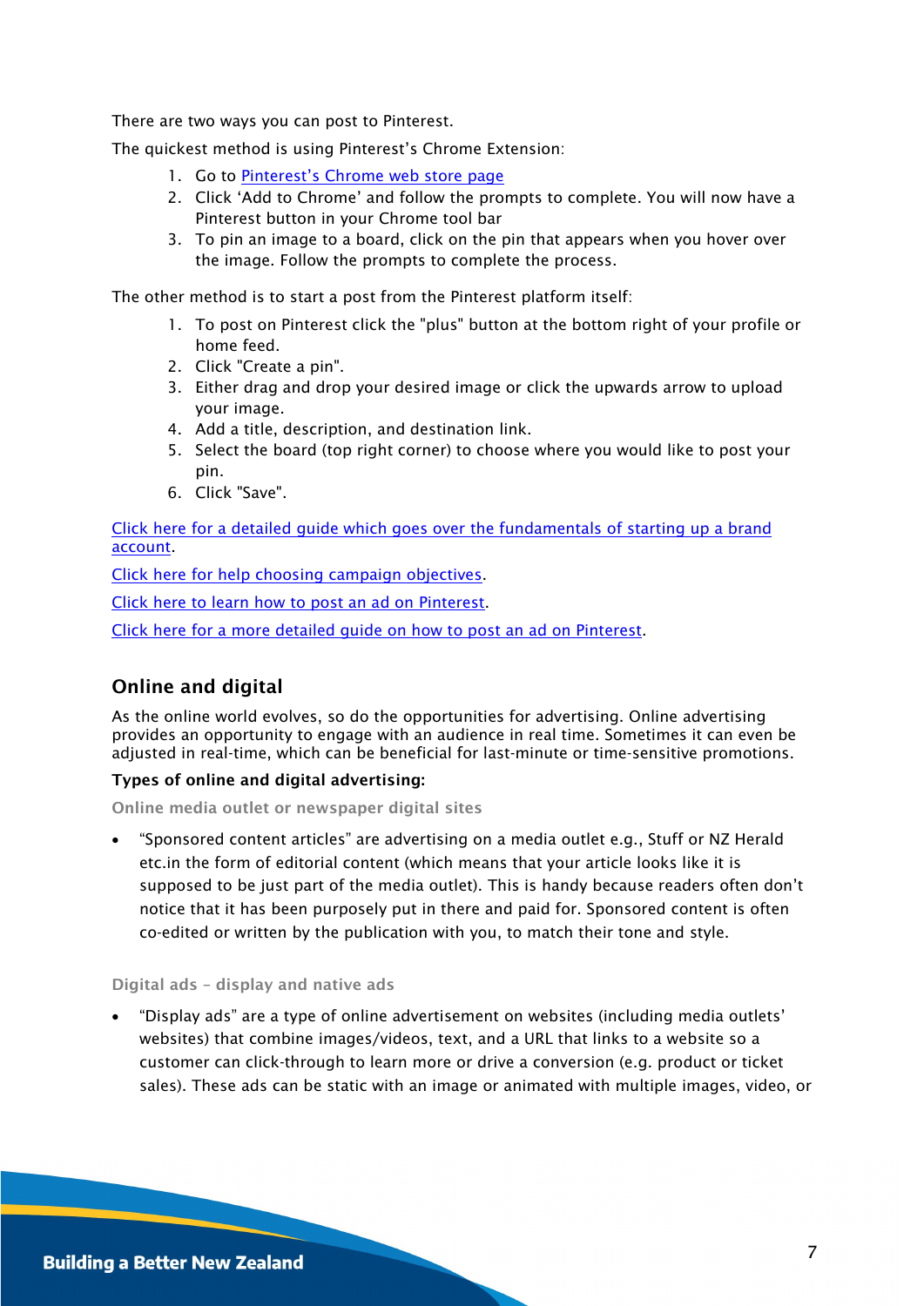There are two ways you can post to Pinterest.

The quickest method is using Pinterest's Chrome Extension:

1. Go to Pinterest's Chrome web store page
2. Click 'Add to Chrome' and follow the prompts to complete. You will now have a Pinterest button in your Chrome tool bar
3. To pin an image to a board, click on the pin that appears when you hover over the image. Follow the prompts to complete the process.

The other method is to start a post from the Pinterest platform itself:

1. To post on Pinterest click the "plus" button at the bottom right of your profile or home feed.
2. Click "Create a pin".
3. Either drag and drop your desired image or click the upwards arrow to upload your image.
4. Add a title, description, and destination link.
5. Select the board (top right corner) to choose where you would like to post your pin.
6. Click "Save".

Click here for a detailed guide which goes over the fundamentals of starting up a brand account.

Click here for help choosing campaign objectives.

Click here to learn how to post an ad on Pinterest.

Click here for a more detailed guide on how to post an ad on Pinterest.

## Online and digital

As the online world evolves, so do the opportunities for advertising. Online advertising provides an opportunity to engage with an audience in real time. Sometimes it can even be adjusted in real-time, which can be beneficial for last-minute or time-sensitive promotions.

**Types of online and digital advertising:**

#### Online media outlet or newspaper digital sites

- "Sponsored content articles" are advertising on a media outlet e.g., Stuff or NZ Herald etc.in the form of editorial content (which means that your article looks like it is supposed to be just part of the media outlet). This is handy because readers often don't notice that it has been purposely put in there and paid for. Sponsored content is often co-edited or written by the publication with you, to match their tone and style.

#### Digital ads – display and native ads

- "Display ads" are a type of online advertisement on websites (including media outlets' websites) that combine images/videos, text, and a URL that links to a website so a customer can click-through to learn more or drive a conversion (e.g. product or ticket sales). These ads can be static with an image or animated with multiple images, video, or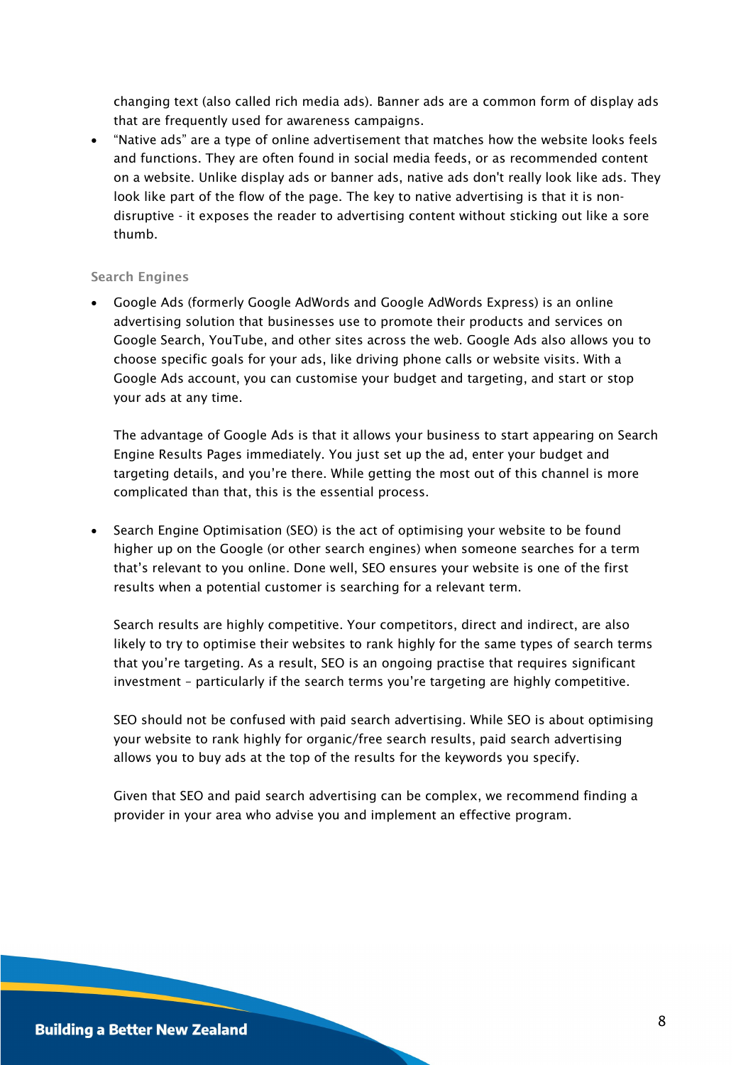changing text (also called rich media ads). Banner ads are a common form of display ads that are frequently used for awareness campaigns.

- “Native ads” are a type of online advertisement that matches how the website looks feels and functions. They are often found in social media feeds, or as recommended content on a website. Unlike display ads or banner ads, native ads don't really look like ads. They look like part of the flow of the page. The key to native advertising is that it is non-disruptive - it exposes the reader to advertising content without sticking out like a sore thumb.

### Search Engines

- Google Ads (formerly Google AdWords and Google AdWords Express) is an online advertising solution that businesses use to promote their products and services on Google Search, YouTube, and other sites across the web. Google Ads also allows you to choose specific goals for your ads, like driving phone calls or website visits. With a Google Ads account, you can customise your budget and targeting, and start or stop your ads at any time.

  The advantage of Google Ads is that it allows your business to start appearing on Search Engine Results Pages immediately. You just set up the ad, enter your budget and targeting details, and you’re there. While getting the most out of this channel is more complicated than that, this is the essential process.

- Search Engine Optimisation (SEO) is the act of optimising your website to be found higher up on the Google (or other search engines) when someone searches for a term that’s relevant to you online. Done well, SEO ensures your website is one of the first results when a potential customer is searching for a relevant term.

  Search results are highly competitive. Your competitors, direct and indirect, are also likely to try to optimise their websites to rank highly for the same types of search terms that you’re targeting. As a result, SEO is an ongoing practise that requires significant investment – particularly if the search terms you’re targeting are highly competitive.

  SEO should not be confused with paid search advertising. While SEO is about optimising your website to rank highly for organic/free search results, paid search advertising allows you to buy ads at the top of the results for the keywords you specify.

  Given that SEO and paid search advertising can be complex, we recommend finding a provider in your area who advise you and implement an effective program.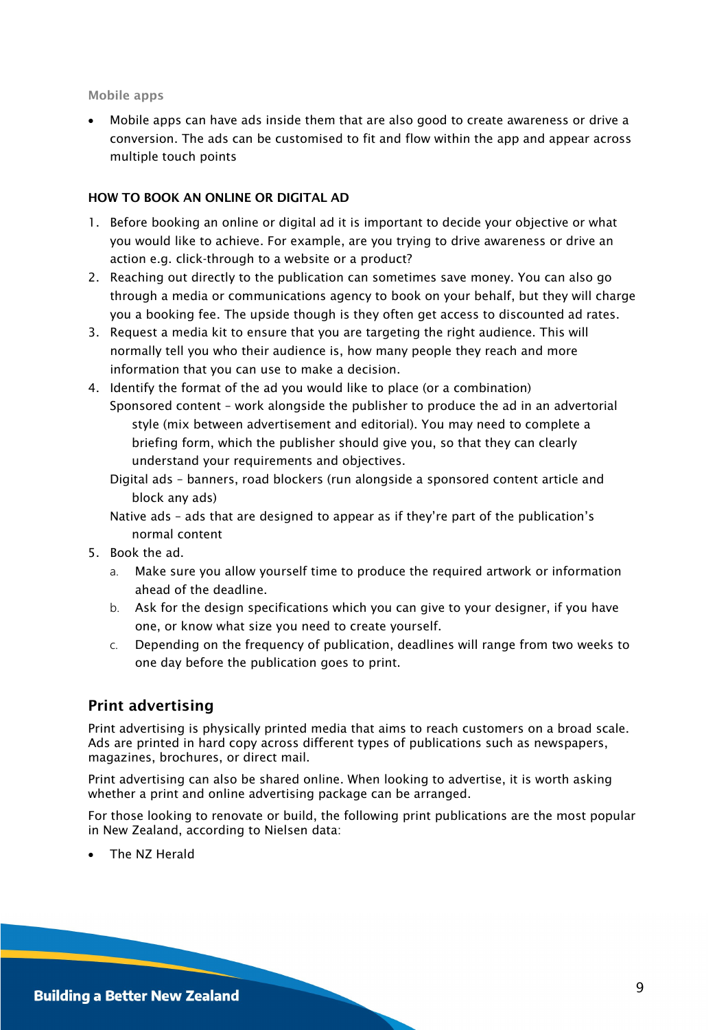#### Mobile apps

- Mobile apps can have ads inside them that are also good to create awareness or drive a conversion. The ads can be customised to fit and flow within the app and appear across multiple touch points

**HOW TO BOOK AN ONLINE OR DIGITAL AD**

1. Before booking an online or digital ad it is important to decide your objective or what you would like to achieve. For example, are you trying to drive awareness or drive an action e.g. click-through to a website or a product?
2. Reaching out directly to the publication can sometimes save money. You can also go through a media or communications agency to book on your behalf, but they will charge you a booking fee. The upside though is they often get access to discounted ad rates.
3. Request a media kit to ensure that you are targeting the right audience. This will normally tell you who their audience is, how many people they reach and more information that you can use to make a decision.
4. Identify the format of the ad you would like to place (or a combination)
   Sponsored content – work alongside the publisher to produce the ad in an advertorial style (mix between advertisement and editorial). You may need to complete a briefing form, which the publisher should give you, so that they can clearly understand your requirements and objectives.
   Digital ads – banners, road blockers (run alongside a sponsored content article and block any ads)
   Native ads – ads that are designed to appear as if they're part of the publication's normal content
5. Book the ad.
   a. Make sure you allow yourself time to produce the required artwork or information ahead of the deadline.
   b. Ask for the design specifications which you can give to your designer, if you have one, or know what size you need to create yourself.
   c. Depending on the frequency of publication, deadlines will range from two weeks to one day before the publication goes to print.

## Print advertising

Print advertising is physically printed media that aims to reach customers on a broad scale. Ads are printed in hard copy across different types of publications such as newspapers, magazines, brochures, or direct mail.

Print advertising can also be shared online. When looking to advertise, it is worth asking whether a print and online advertising package can be arranged.

For those looking to renovate or build, the following print publications are the most popular in New Zealand, according to Nielsen data:

- The NZ Herald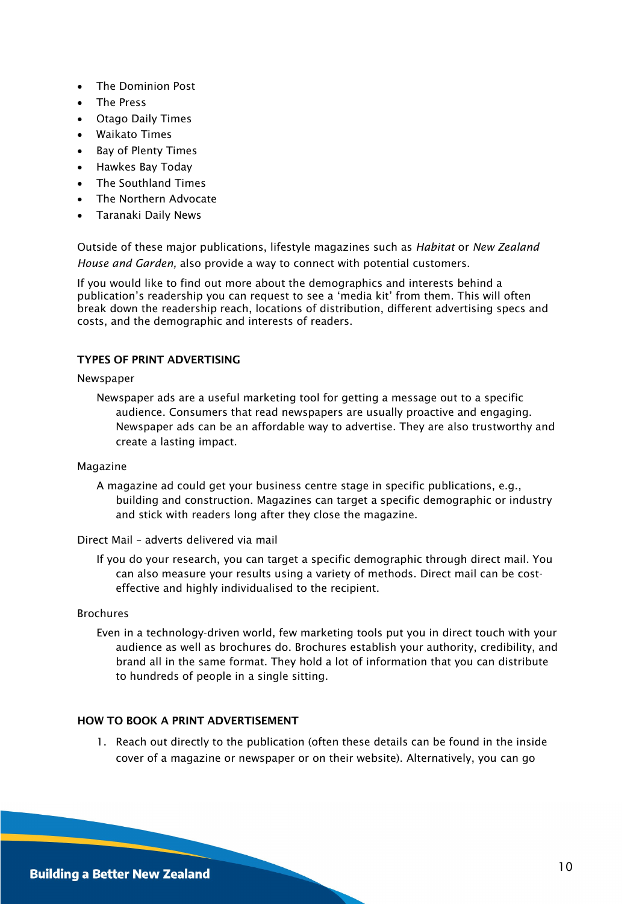- The Dominion Post
- The Press
- Otago Daily Times
- Waikato Times
- Bay of Plenty Times
- Hawkes Bay Today
- The Southland Times
- The Northern Advocate
- Taranaki Daily News

Outside of these major publications, lifestyle magazines such as *Habitat* or *New Zealand House and Garden,* also provide a way to connect with potential customers.

If you would like to find out more about the demographics and interests behind a publication's readership you can request to see a 'media kit' from them. This will often break down the readership reach, locations of distribution, different advertising specs and costs, and the demographic and interests of readers.

**TYPES OF PRINT ADVERTISING**

Newspaper

> Newspaper ads are a useful marketing tool for getting a message out to a specific audience. Consumers that read newspapers are usually proactive and engaging. Newspaper ads can be an affordable way to advertise. They are also trustworthy and create a lasting impact.

Magazine

> A magazine ad could get your business centre stage in specific publications, e.g., building and construction. Magazines can target a specific demographic or industry and stick with readers long after they close the magazine.

Direct Mail – adverts delivered via mail

> If you do your research, you can target a specific demographic through direct mail. You can also measure your results using a variety of methods. Direct mail can be cost-effective and highly individualised to the recipient.

Brochures

> Even in a technology-driven world, few marketing tools put you in direct touch with your audience as well as brochures do. Brochures establish your authority, credibility, and brand all in the same format. They hold a lot of information that you can distribute to hundreds of people in a single sitting.

**HOW TO BOOK A PRINT ADVERTISEMENT**

1. Reach out directly to the publication (often these details can be found in the inside cover of a magazine or newspaper or on their website). Alternatively, you can go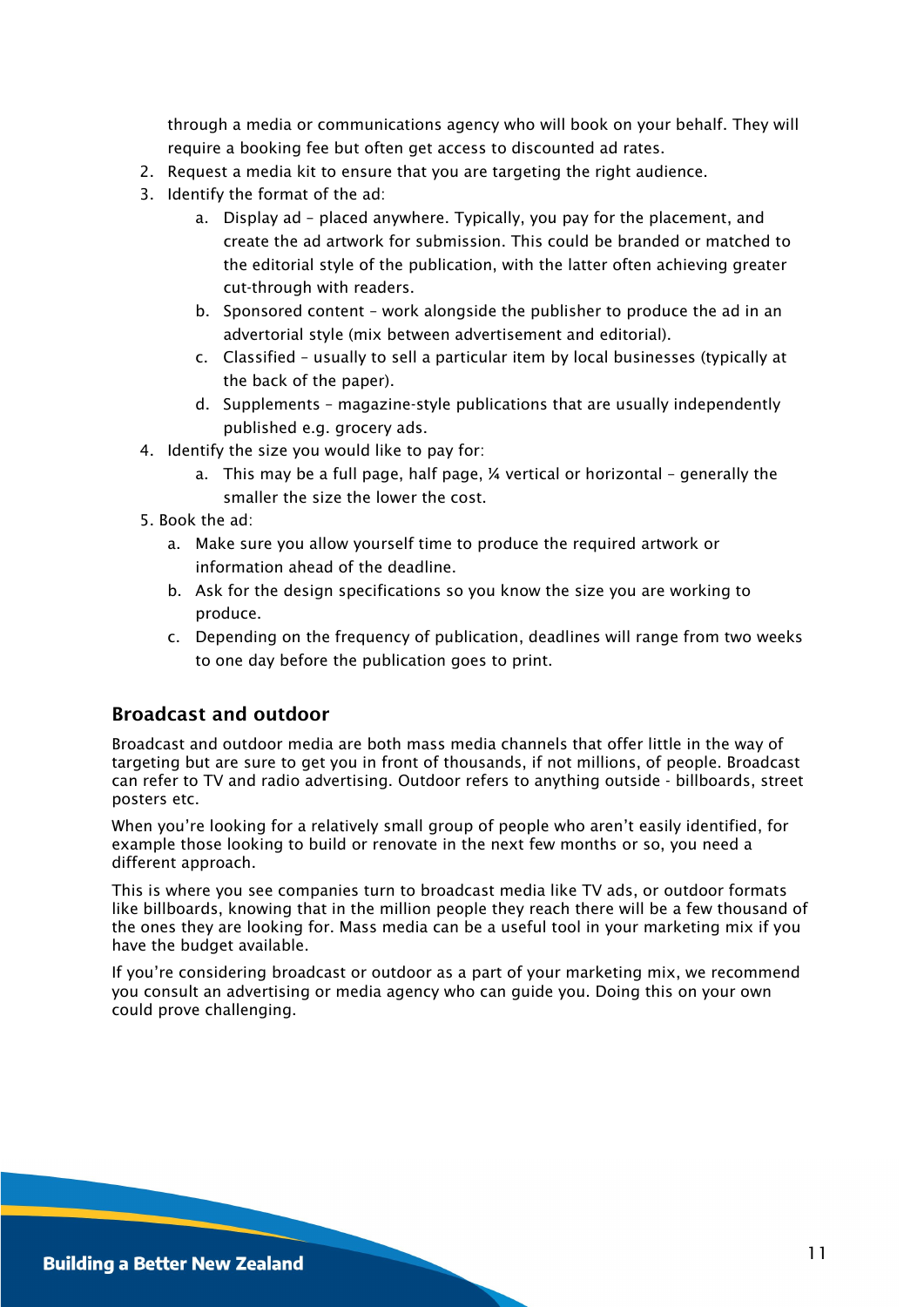through a media or communications agency who will book on your behalf. They will require a booking fee but often get access to discounted ad rates.

2. Request a media kit to ensure that you are targeting the right audience.
3. Identify the format of the ad:
    a. Display ad – placed anywhere. Typically, you pay for the placement, and create the ad artwork for submission. This could be branded or matched to the editorial style of the publication, with the latter often achieving greater cut-through with readers.
    b. Sponsored content – work alongside the publisher to produce the ad in an advertorial style (mix between advertisement and editorial).
    c. Classified – usually to sell a particular item by local businesses (typically at the back of the paper).
    d. Supplements – magazine-style publications that are usually independently published e.g. grocery ads.
4. Identify the size you would like to pay for:
    a. This may be a full page, half page, ¼ vertical or horizontal – generally the smaller the size the lower the cost.
5. Book the ad:
    a. Make sure you allow yourself time to produce the required artwork or information ahead of the deadline.
    b. Ask for the design specifications so you know the size you are working to produce.
    c. Depending on the frequency of publication, deadlines will range from two weeks to one day before the publication goes to print.

## Broadcast and outdoor

Broadcast and outdoor media are both mass media channels that offer little in the way of targeting but are sure to get you in front of thousands, if not millions, of people. Broadcast can refer to TV and radio advertising. Outdoor refers to anything outside - billboards, street posters etc.

When you're looking for a relatively small group of people who aren't easily identified, for example those looking to build or renovate in the next few months or so, you need a different approach.

This is where you see companies turn to broadcast media like TV ads, or outdoor formats like billboards, knowing that in the million people they reach there will be a few thousand of the ones they are looking for. Mass media can be a useful tool in your marketing mix if you have the budget available.

If you're considering broadcast or outdoor as a part of your marketing mix, we recommend you consult an advertising or media agency who can guide you. Doing this on your own could prove challenging.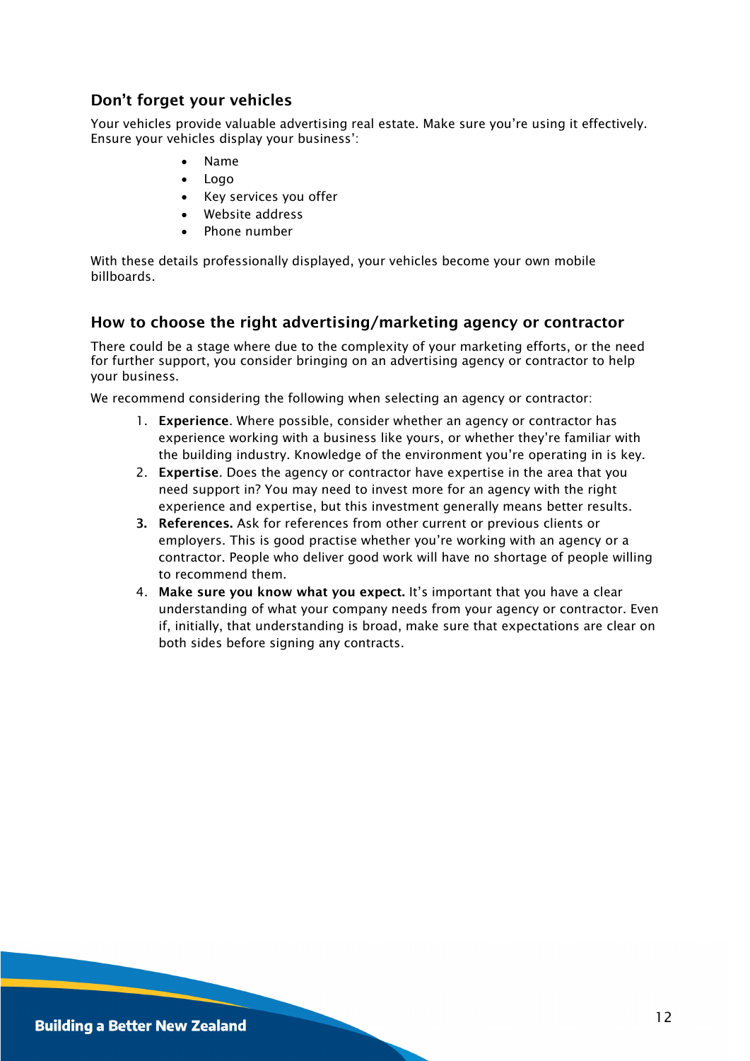## Don't forget your vehicles

Your vehicles provide valuable advertising real estate. Make sure you're using it effectively. Ensure your vehicles display your business':

- Name
- Logo
- Key services you offer
- Website address
- Phone number

With these details professionally displayed, your vehicles become your own mobile billboards.

## How to choose the right advertising/marketing agency or contractor

There could be a stage where due to the complexity of your marketing efforts, or the need for further support, you consider bringing on an advertising agency or contractor to help your business.

We recommend considering the following when selecting an agency or contractor:

1. **Experience**. Where possible, consider whether an agency or contractor has experience working with a business like yours, or whether they're familiar with the building industry. Knowledge of the environment you're operating in is key.
2. **Expertise**. Does the agency or contractor have expertise in the area that you need support in? You may need to invest more for an agency with the right experience and expertise, but this investment generally means better results.
3. **References.** Ask for references from other current or previous clients or employers. This is good practise whether you're working with an agency or a contractor. People who deliver good work will have no shortage of people willing to recommend them.
4. **Make sure you know what you expect.** It's important that you have a clear understanding of what your company needs from your agency or contractor. Even if, initially, that understanding is broad, make sure that expectations are clear on both sides before signing any contracts.